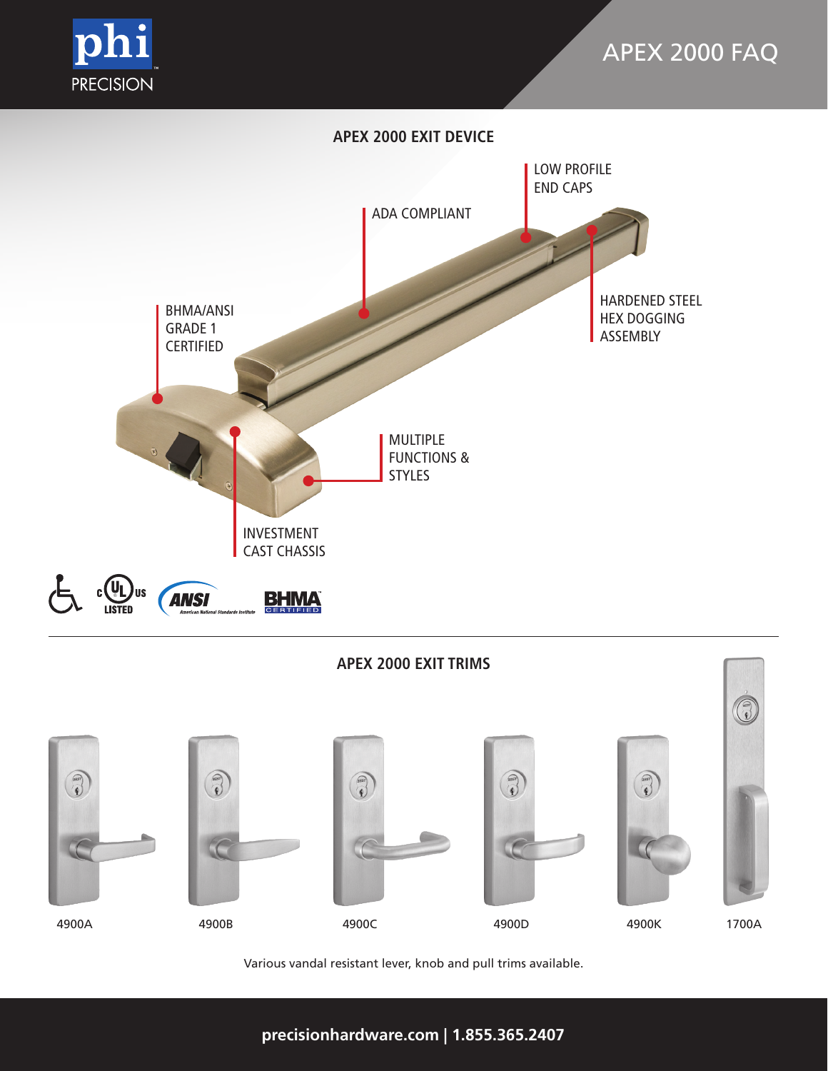# APEX 2000 FAQ

## APEX 2000 EXIT DEVICE

- LOW PROFILE END CAPS
- ADA COMPLIANT
- BHMA/ANSI GRADE 1 CERTIFIED
- HARDENED STEEL HEX DOGGING ASSEMBLY
- MULTIPLE FUNCTIONS & STYLES
- INVESTMENT CAST CHASSIS

## APEX 2000 EXIT TRIMS

4900A

4900B

4900C

4900D

4900K

1700A

Various vandal resistant lever, knob and pull trims available.

**precisionhardware.com | 1.855.365.2407**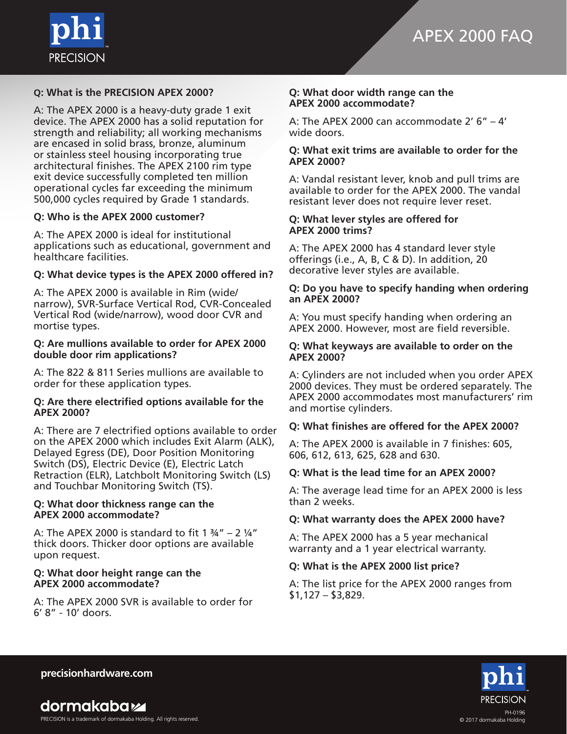# APEX 2000 FAQ

**Q: What is the PRECISION APEX 2000?**

A: The APEX 2000 is a heavy-duty grade 1 exit device. The APEX 2000 has a solid reputation for strength and reliability; all working mechanisms are encased in solid brass, bronze, aluminum or stainless steel housing incorporating true architectural finishes. The APEX 2100 rim type exit device successfully completed ten million operational cycles far exceeding the minimum 500,000 cycles required by Grade 1 standards.

**Q: Who is the APEX 2000 customer?**

A: The APEX 2000 is ideal for institutional applications such as educational, government and healthcare facilities.

**Q: What device types is the APEX 2000 offered in?**

A: The APEX 2000 is available in Rim (wide/narrow), SVR-Surface Vertical Rod, CVR-Concealed Vertical Rod (wide/narrow), wood door CVR and mortise types.

**Q: Are mullions available to order for APEX 2000 double door rim applications?**

A: The 822 & 811 Series mullions are available to order for these application types.

**Q: Are there electrified options available for the APEX 2000?**

A: There are 7 electrified options available to order on the APEX 2000 which includes Exit Alarm (ALK), Delayed Egress (DE), Door Position Monitoring Switch (DS), Electric Device (E), Electric Latch Retraction (ELR), Latchbolt Monitoring Switch (LS) and Touchbar Monitoring Switch (TS).

**Q: What door thickness range can the APEX 2000 accommodate?**

A: The APEX 2000 is standard to fit 1 ¾" – 2 ¼" thick doors. Thicker door options are available upon request.

**Q: What door height range can the APEX 2000 accommodate?**

A: The APEX 2000 SVR is available to order for 6' 8" - 10' doors.

**Q: What door width range can the APEX 2000 accommodate?**

A: The APEX 2000 can accommodate 2' 6" – 4' wide doors.

**Q: What exit trims are available to order for the APEX 2000?**

A: Vandal resistant lever, knob and pull trims are available to order for the APEX 2000. The vandal resistant lever does not require lever reset.

**Q: What lever styles are offered for APEX 2000 trims?**

A: The APEX 2000 has 4 standard lever style offerings (i.e., A, B, C & D). In addition, 20 decorative lever styles are available.

**Q: Do you have to specify handing when ordering an APEX 2000?**

A: You must specify handing when ordering an APEX 2000. However, most are field reversible.

**Q: What keyways are available to order on the APEX 2000?**

A: Cylinders are not included when you order APEX 2000 devices. They must be ordered separately. The APEX 2000 accommodates most manufacturers' rim and mortise cylinders.

**Q: What finishes are offered for the APEX 2000?**

A: The APEX 2000 is available in 7 finishes: 605, 606, 612, 613, 625, 628 and 630.

**Q: What is the lead time for an APEX 2000?**

A: The average lead time for an APEX 2000 is less than 2 weeks.

**Q: What warranty does the APEX 2000 have?**

A: The APEX 2000 has a 5 year mechanical warranty and a 1 year electrical warranty.

**Q: What is the APEX 2000 list price?**

A: The list price for the APEX 2000 ranges from $1,127 – $3,829.

**precisionhardware.com**

dormakaba

PRECISION is a trademark of dormakaba Holding. All rights reserved.

PH-0196
© 2017 dormakaba Holding